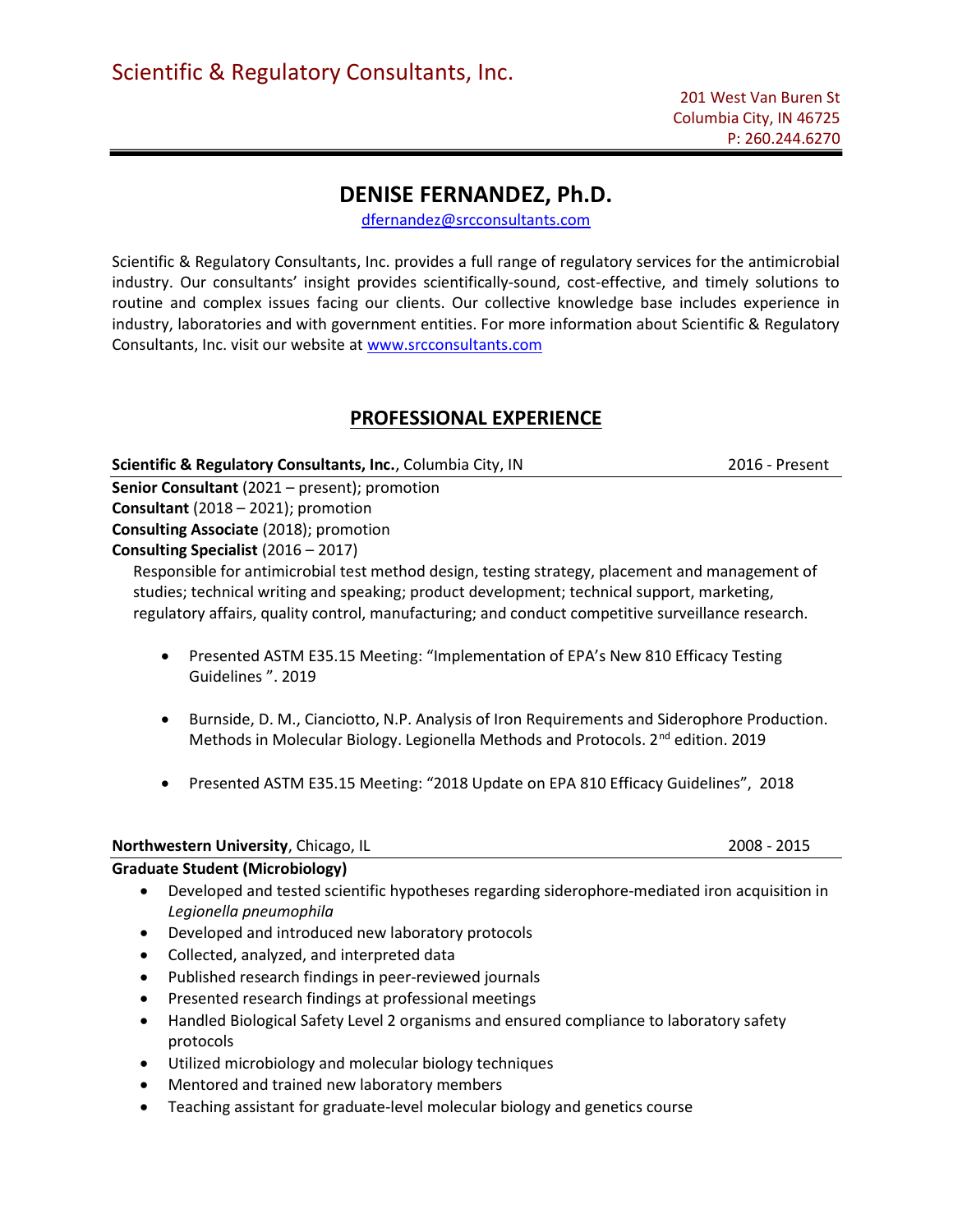Scientific & Regulatory Consultants, Inc.

201 West Van Buren St
Columbia City, IN 46725
P: 260.244.6270

# DENISE FERNANDEZ, Ph.D.

dfernandez@srcconsultants.com

Scientific & Regulatory Consultants, Inc. provides a full range of regulatory services for the antimicrobial industry. Our consultants' insight provides scientifically-sound, cost-effective, and timely solutions to routine and complex issues facing our clients. Our collective knowledge base includes experience in industry, laboratories and with government entities. For more information about Scientific & Regulatory Consultants, Inc. visit our website at www.srcconsultants.com

## PROFESSIONAL EXPERIENCE

**Scientific & Regulatory Consultants, Inc.**, Columbia City, IN — 2016 - Present

**Senior Consultant** (2021 – present); promotion
**Consultant** (2018 – 2021); promotion
**Consulting Associate** (2018); promotion
**Consulting Specialist** (2016 – 2017)

Responsible for antimicrobial test method design, testing strategy, placement and management of studies; technical writing and speaking; product development; technical support, marketing, regulatory affairs, quality control, manufacturing; and conduct competitive surveillance research.

- Presented ASTM E35.15 Meeting: "Implementation of EPA's New 810 Efficacy Testing Guidelines ". 2019
- Burnside, D. M., Cianciotto, N.P. Analysis of Iron Requirements and Siderophore Production. Methods in Molecular Biology. Legionella Methods and Protocols. 2nd edition. 2019
- Presented ASTM E35.15 Meeting: "2018 Update on EPA 810 Efficacy Guidelines", 2018

**Northwestern University**, Chicago, IL — 2008 - 2015

**Graduate Student (Microbiology)**

- Developed and tested scientific hypotheses regarding siderophore-mediated iron acquisition in *Legionella pneumophila*
- Developed and introduced new laboratory protocols
- Collected, analyzed, and interpreted data
- Published research findings in peer-reviewed journals
- Presented research findings at professional meetings
- Handled Biological Safety Level 2 organisms and ensured compliance to laboratory safety protocols
- Utilized microbiology and molecular biology techniques
- Mentored and trained new laboratory members
- Teaching assistant for graduate-level molecular biology and genetics course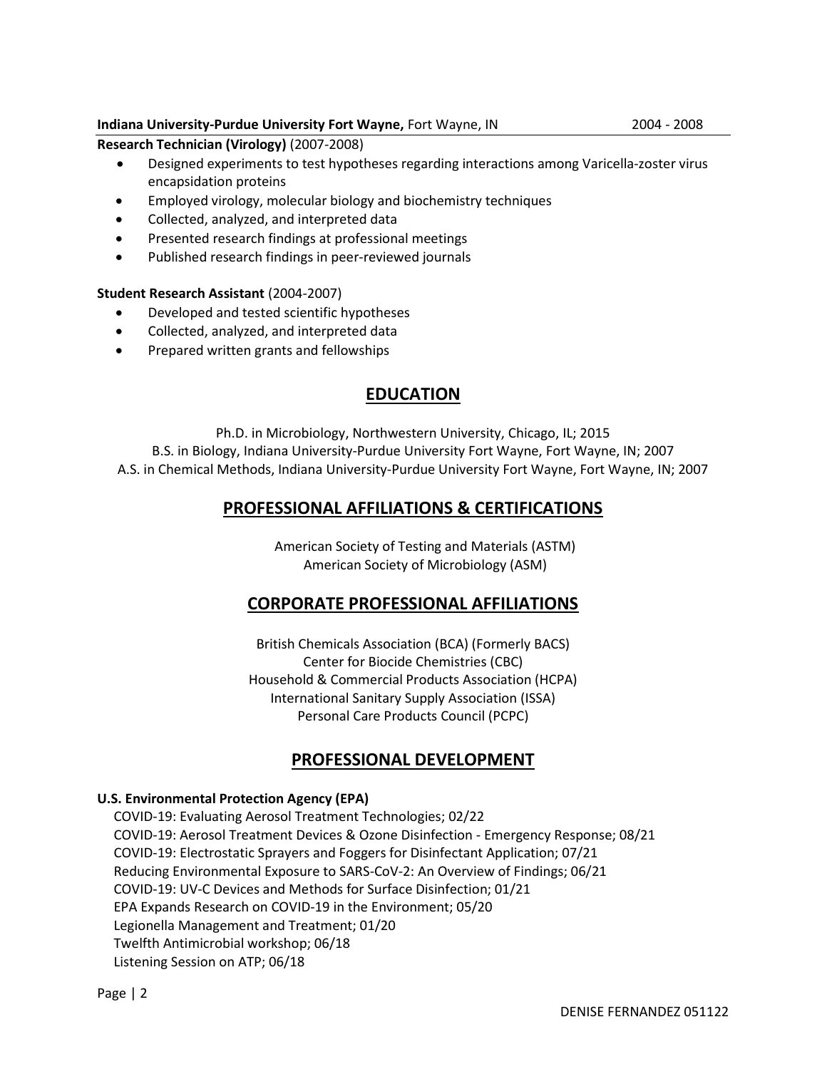**Indiana University-Purdue University Fort Wayne,** Fort Wayne, IN 2004 - 2008

**Research Technician (Virology)** (2007-2008)

- Designed experiments to test hypotheses regarding interactions among Varicella-zoster virus encapsidation proteins
- Employed virology, molecular biology and biochemistry techniques
- Collected, analyzed, and interpreted data
- Presented research findings at professional meetings
- Published research findings in peer-reviewed journals

**Student Research Assistant** (2004-2007)

- Developed and tested scientific hypotheses
- Collected, analyzed, and interpreted data
- Prepared written grants and fellowships

## EDUCATION

Ph.D. in Microbiology, Northwestern University, Chicago, IL; 2015
B.S. in Biology, Indiana University-Purdue University Fort Wayne, Fort Wayne, IN; 2007
A.S. in Chemical Methods, Indiana University-Purdue University Fort Wayne, Fort Wayne, IN; 2007

## PROFESSIONAL AFFILIATIONS & CERTIFICATIONS

American Society of Testing and Materials (ASTM)
American Society of Microbiology (ASM)

## CORPORATE PROFESSIONAL AFFILIATIONS

British Chemicals Association (BCA) (Formerly BACS)
Center for Biocide Chemistries (CBC)
Household & Commercial Products Association (HCPA)
International Sanitary Supply Association (ISSA)
Personal Care Products Council (PCPC)

## PROFESSIONAL DEVELOPMENT

**U.S. Environmental Protection Agency (EPA)**

COVID-19: Evaluating Aerosol Treatment Technologies; 02/22
COVID-19: Aerosol Treatment Devices & Ozone Disinfection - Emergency Response; 08/21
COVID-19: Electrostatic Sprayers and Foggers for Disinfectant Application; 07/21
Reducing Environmental Exposure to SARS-CoV-2: An Overview of Findings; 06/21
COVID-19: UV-C Devices and Methods for Surface Disinfection; 01/21
EPA Expands Research on COVID-19 in the Environment; 05/20
Legionella Management and Treatment; 01/20
Twelfth Antimicrobial workshop; 06/18
Listening Session on ATP; 06/18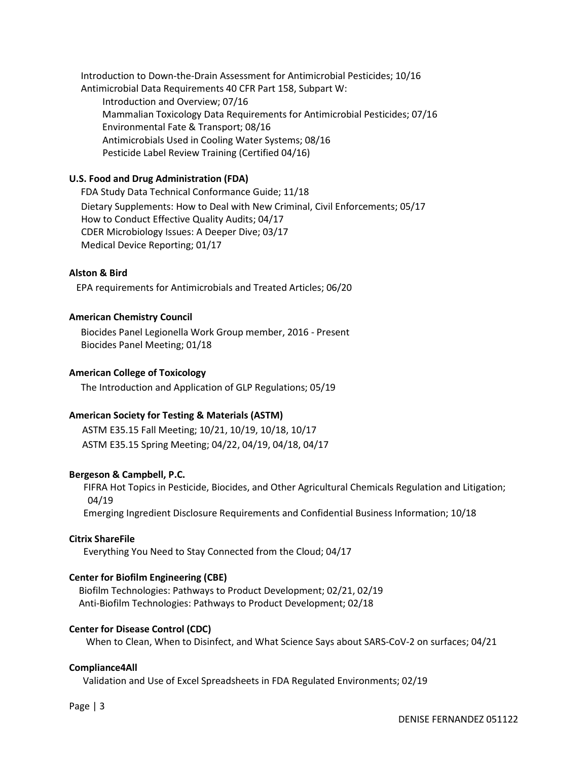Introduction to Down-the-Drain Assessment for Antimicrobial Pesticides; 10/16

Antimicrobial Data Requirements 40 CFR Part 158, Subpart W:

- Introduction and Overview; 07/16
- Mammalian Toxicology Data Requirements for Antimicrobial Pesticides; 07/16
- Environmental Fate & Transport; 08/16
- Antimicrobials Used in Cooling Water Systems; 08/16
- Pesticide Label Review Training (Certified 04/16)

**U.S. Food and Drug Administration (FDA)**

FDA Study Data Technical Conformance Guide; 11/18

Dietary Supplements: How to Deal with New Criminal, Civil Enforcements; 05/17

How to Conduct Effective Quality Audits; 04/17

CDER Microbiology Issues: A Deeper Dive; 03/17

Medical Device Reporting; 01/17

**Alston & Bird**

EPA requirements for Antimicrobials and Treated Articles; 06/20

**American Chemistry Council**

Biocides Panel Legionella Work Group member, 2016 - Present

Biocides Panel Meeting; 01/18

**American College of Toxicology**

The Introduction and Application of GLP Regulations; 05/19

**American Society for Testing & Materials (ASTM)**

ASTM E35.15 Fall Meeting; 10/21, 10/19, 10/18, 10/17

ASTM E35.15 Spring Meeting; 04/22, 04/19, 04/18, 04/17

**Bergeson & Campbell, P.C.**

FIFRA Hot Topics in Pesticide, Biocides, and Other Agricultural Chemicals Regulation and Litigation; 04/19

Emerging Ingredient Disclosure Requirements and Confidential Business Information; 10/18

**Citrix ShareFile**

Everything You Need to Stay Connected from the Cloud; 04/17

**Center for Biofilm Engineering (CBE)**

Biofilm Technologies: Pathways to Product Development; 02/21, 02/19

Anti-Biofilm Technologies: Pathways to Product Development; 02/18

**Center for Disease Control (CDC)**

When to Clean, When to Disinfect, and What Science Says about SARS-CoV-2 on surfaces; 04/21

**Compliance4All**

Validation and Use of Excel Spreadsheets in FDA Regulated Environments; 02/19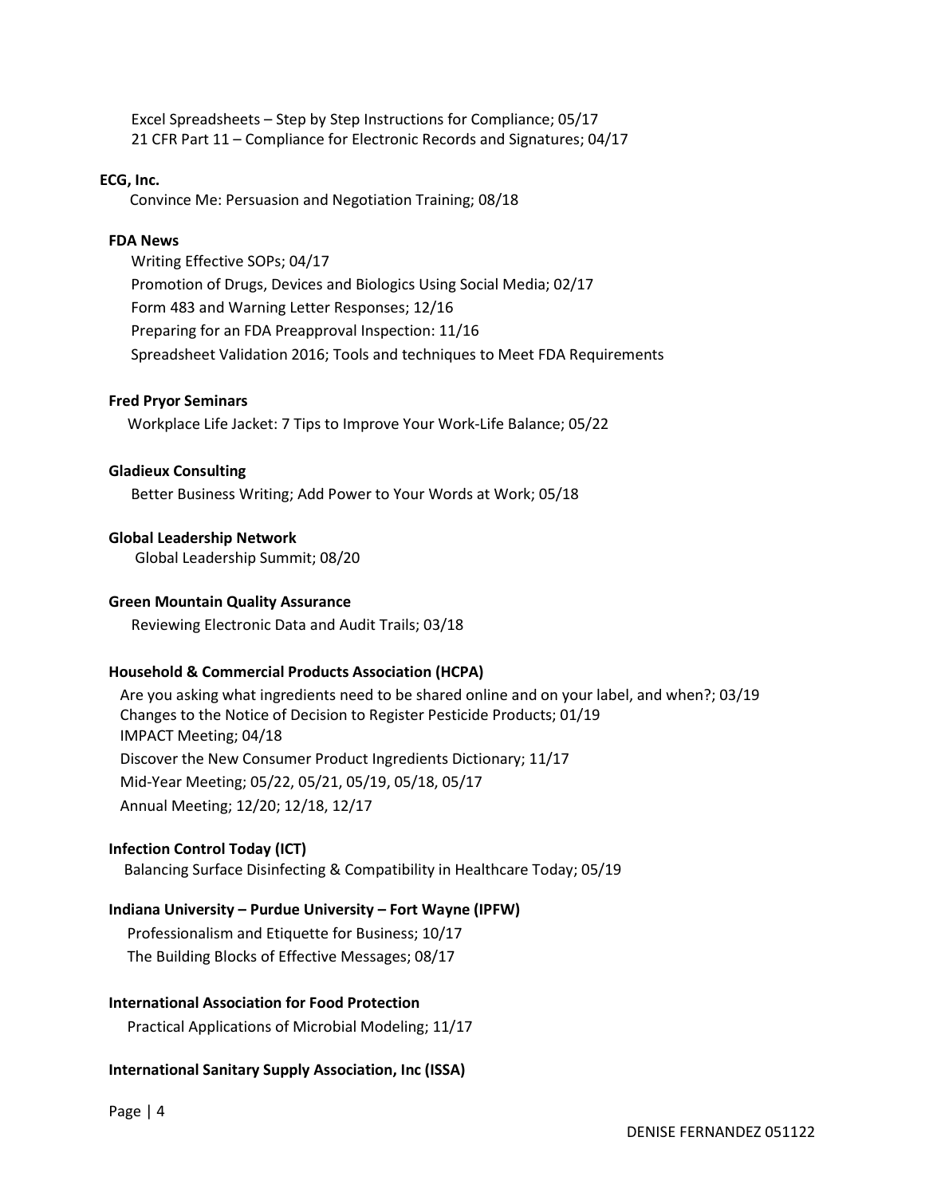Excel Spreadsheets – Step by Step Instructions for Compliance; 05/17
21 CFR Part 11 – Compliance for Electronic Records and Signatures; 04/17

**ECG, Inc.**
Convince Me: Persuasion and Negotiation Training; 08/18

**FDA News**
Writing Effective SOPs; 04/17
Promotion of Drugs, Devices and Biologics Using Social Media; 02/17
Form 483 and Warning Letter Responses; 12/16
Preparing for an FDA Preapproval Inspection: 11/16
Spreadsheet Validation 2016; Tools and techniques to Meet FDA Requirements

**Fred Pryor Seminars**
Workplace Life Jacket: 7 Tips to Improve Your Work-Life Balance; 05/22

**Gladieux Consulting**
Better Business Writing; Add Power to Your Words at Work; 05/18

**Global Leadership Network**
Global Leadership Summit; 08/20

**Green Mountain Quality Assurance**
Reviewing Electronic Data and Audit Trails; 03/18

**Household & Commercial Products Association (HCPA)**
Are you asking what ingredients need to be shared online and on your label, and when?; 03/19
Changes to the Notice of Decision to Register Pesticide Products; 01/19
IMPACT Meeting; 04/18
Discover the New Consumer Product Ingredients Dictionary; 11/17
Mid-Year Meeting; 05/22, 05/21, 05/19, 05/18, 05/17
Annual Meeting; 12/20; 12/18, 12/17

**Infection Control Today (ICT)**
Balancing Surface Disinfecting & Compatibility in Healthcare Today; 05/19

**Indiana University – Purdue University – Fort Wayne (IPFW)**
Professionalism and Etiquette for Business; 10/17
The Building Blocks of Effective Messages; 08/17

**International Association for Food Protection**
Practical Applications of Microbial Modeling; 11/17

**International Sanitary Supply Association, Inc (ISSA)**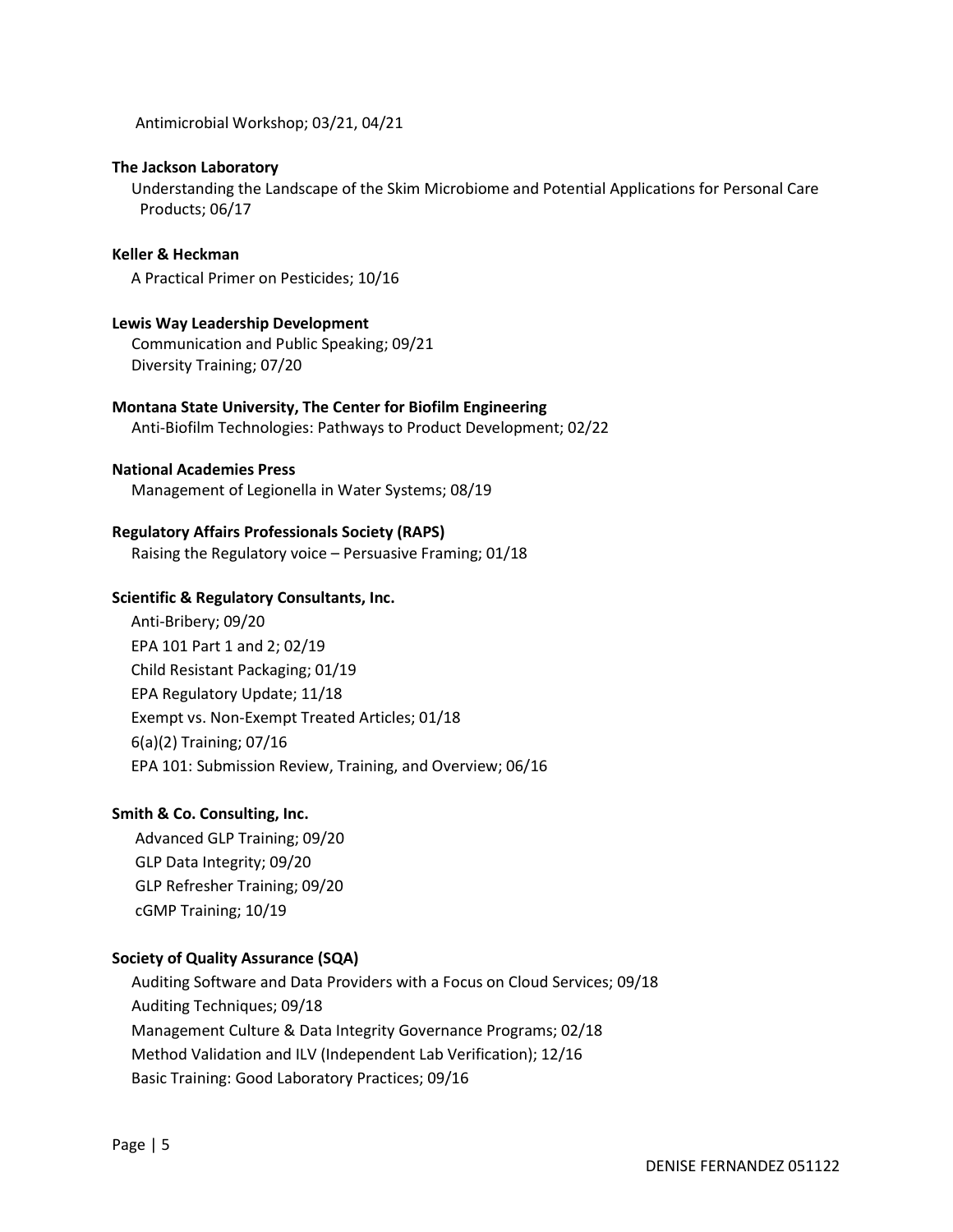Antimicrobial Workshop; 03/21, 04/21

**The Jackson Laboratory**

Understanding the Landscape of the Skim Microbiome and Potential Applications for Personal Care Products; 06/17

**Keller & Heckman**

A Practical Primer on Pesticides; 10/16

**Lewis Way Leadership Development**

Communication and Public Speaking; 09/21
Diversity Training; 07/20

**Montana State University, The Center for Biofilm Engineering**

Anti-Biofilm Technologies: Pathways to Product Development; 02/22

**National Academies Press**

Management of Legionella in Water Systems; 08/19

**Regulatory Affairs Professionals Society (RAPS)**

Raising the Regulatory voice – Persuasive Framing; 01/18

**Scientific & Regulatory Consultants, Inc.**

Anti-Bribery; 09/20
EPA 101 Part 1 and 2; 02/19
Child Resistant Packaging; 01/19
EPA Regulatory Update; 11/18
Exempt vs. Non-Exempt Treated Articles; 01/18
6(a)(2) Training; 07/16
EPA 101: Submission Review, Training, and Overview; 06/16

**Smith & Co. Consulting, Inc.**

Advanced GLP Training; 09/20
GLP Data Integrity; 09/20
GLP Refresher Training; 09/20
cGMP Training; 10/19

**Society of Quality Assurance (SQA)**

Auditing Software and Data Providers with a Focus on Cloud Services; 09/18
Auditing Techniques; 09/18
Management Culture & Data Integrity Governance Programs; 02/18
Method Validation and ILV (Independent Lab Verification); 12/16
Basic Training: Good Laboratory Practices; 09/16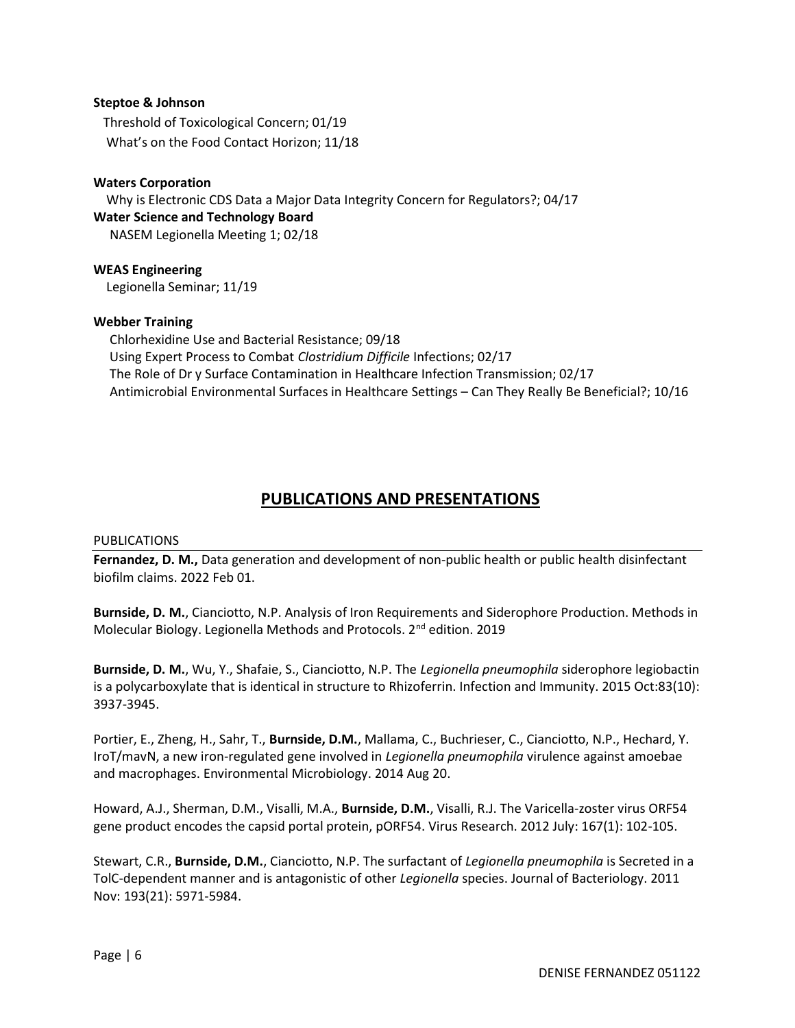**Steptoe & Johnson**

Threshold of Toxicological Concern; 01/19
What's on the Food Contact Horizon; 11/18

**Waters Corporation**

Why is Electronic CDS Data a Major Data Integrity Concern for Regulators?; 04/17

**Water Science and Technology Board**

NASEM Legionella Meeting 1; 02/18

**WEAS Engineering**

Legionella Seminar; 11/19

**Webber Training**

Chlorhexidine Use and Bacterial Resistance; 09/18
Using Expert Process to Combat *Clostridium Difficile* Infections; 02/17
The Role of Dr y Surface Contamination in Healthcare Infection Transmission; 02/17
Antimicrobial Environmental Surfaces in Healthcare Settings – Can They Really Be Beneficial?; 10/16

## PUBLICATIONS AND PRESENTATIONS

PUBLICATIONS

**Fernandez, D. M.,** Data generation and development of non-public health or public health disinfectant biofilm claims. 2022 Feb 01.

**Burnside, D. M.**, Cianciotto, N.P. Analysis of Iron Requirements and Siderophore Production. Methods in Molecular Biology. Legionella Methods and Protocols. 2nd edition. 2019

**Burnside, D. M.**, Wu, Y., Shafaie, S., Cianciotto, N.P. The *Legionella pneumophila* siderophore legiobactin is a polycarboxylate that is identical in structure to Rhizoferrin. Infection and Immunity. 2015 Oct:83(10): 3937-3945.

Portier, E., Zheng, H., Sahr, T., **Burnside, D.M.**, Mallama, C., Buchrieser, C., Cianciotto, N.P., Hechard, Y. IroT/mavN, a new iron-regulated gene involved in *Legionella pneumophila* virulence against amoebae and macrophages. Environmental Microbiology. 2014 Aug 20.

Howard, A.J., Sherman, D.M., Visalli, M.A., **Burnside, D.M.**, Visalli, R.J. The Varicella-zoster virus ORF54 gene product encodes the capsid portal protein, pORF54. Virus Research. 2012 July: 167(1): 102-105.

Stewart, C.R., **Burnside, D.M.**, Cianciotto, N.P. The surfactant of *Legionella pneumophila* is Secreted in a TolC-dependent manner and is antagonistic of other *Legionella* species. Journal of Bacteriology. 2011 Nov: 193(21): 5971-5984.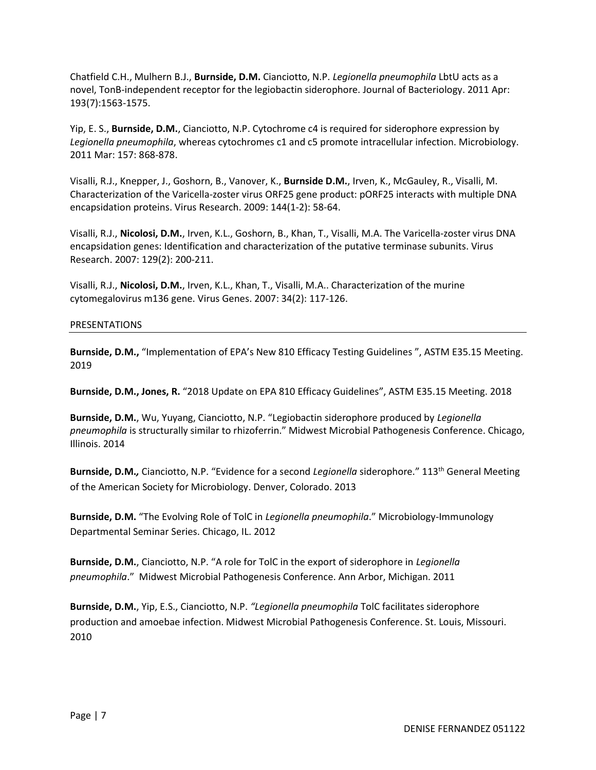Chatfield C.H., Mulhern B.J., **Burnside, D.M.** Cianciotto, N.P. *Legionella pneumophila* LbtU acts as a novel, TonB-independent receptor for the legiobactin siderophore. Journal of Bacteriology. 2011 Apr: 193(7):1563-1575.

Yip, E. S., **Burnside, D.M.**, Cianciotto, N.P. Cytochrome c4 is required for siderophore expression by *Legionella pneumophila*, whereas cytochromes c1 and c5 promote intracellular infection. Microbiology. 2011 Mar: 157: 868-878.

Visalli, R.J., Knepper, J., Goshorn, B., Vanover, K., **Burnside D.M.**, Irven, K., McGauley, R., Visalli, M. Characterization of the Varicella-zoster virus ORF25 gene product: pORF25 interacts with multiple DNA encapsidation proteins. Virus Research. 2009: 144(1-2): 58-64.

Visalli, R.J., **Nicolosi, D.M.**, Irven, K.L., Goshorn, B., Khan, T., Visalli, M.A. The Varicella-zoster virus DNA encapsidation genes: Identification and characterization of the putative terminase subunits. Virus Research. 2007: 129(2): 200-211.

Visalli, R.J., **Nicolosi, D.M.**, Irven, K.L., Khan, T., Visalli, M.A.. Characterization of the murine cytomegalovirus m136 gene. Virus Genes. 2007: 34(2): 117-126.

## PRESENTATIONS

**Burnside, D.M.,** "Implementation of EPA's New 810 Efficacy Testing Guidelines ", ASTM E35.15 Meeting. 2019

**Burnside, D.M., Jones, R.** "2018 Update on EPA 810 Efficacy Guidelines", ASTM E35.15 Meeting. 2018

**Burnside, D.M.**, Wu, Yuyang, Cianciotto, N.P. "Legiobactin siderophore produced by *Legionella pneumophila* is structurally similar to rhizoferrin." Midwest Microbial Pathogenesis Conference. Chicago, Illinois. 2014

**Burnside, D.M.***,* Cianciotto, N.P. "Evidence for a second *Legionella* siderophore." 113th General Meeting of the American Society for Microbiology. Denver, Colorado. 2013

**Burnside, D.M.** "The Evolving Role of TolC in *Legionella pneumophila*." Microbiology-Immunology Departmental Seminar Series. Chicago, IL. 2012

**Burnside, D.M.**, Cianciotto, N.P. "A role for TolC in the export of siderophore in *Legionella pneumophila*." Midwest Microbial Pathogenesis Conference. Ann Arbor, Michigan. 2011

**Burnside, D.M.**, Yip, E.S., Cianciotto, N.P. *"Legionella pneumophila* TolC facilitates siderophore production and amoebae infection. Midwest Microbial Pathogenesis Conference. St. Louis, Missouri. 2010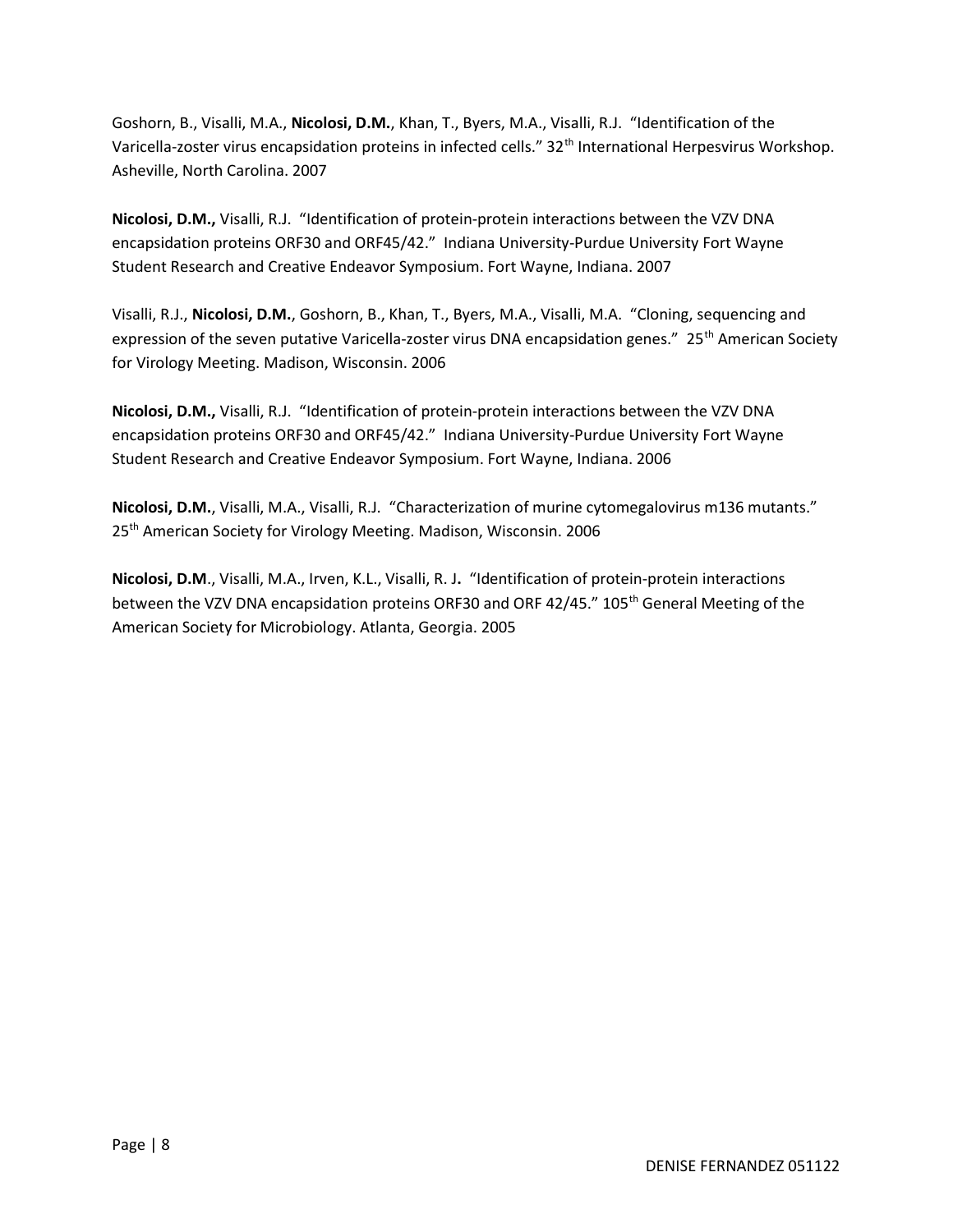Goshorn, B., Visalli, M.A., **Nicolosi, D.M.**, Khan, T., Byers, M.A., Visalli, R.J. "Identification of the Varicella-zoster virus encapsidation proteins in infected cells." 32nd International Herpesvirus Workshop. Asheville, North Carolina. 2007

**Nicolosi, D.M.,** Visalli, R.J. "Identification of protein-protein interactions between the VZV DNA encapsidation proteins ORF30 and ORF45/42." Indiana University-Purdue University Fort Wayne Student Research and Creative Endeavor Symposium. Fort Wayne, Indiana. 2007

Visalli, R.J., **Nicolosi, D.M.**, Goshorn, B., Khan, T., Byers, M.A., Visalli, M.A. "Cloning, sequencing and expression of the seven putative Varicella-zoster virus DNA encapsidation genes." 25th American Society for Virology Meeting. Madison, Wisconsin. 2006

**Nicolosi, D.M.,** Visalli, R.J. "Identification of protein-protein interactions between the VZV DNA encapsidation proteins ORF30 and ORF45/42." Indiana University-Purdue University Fort Wayne Student Research and Creative Endeavor Symposium. Fort Wayne, Indiana. 2006

**Nicolosi, D.M.**, Visalli, M.A., Visalli, R.J. "Characterization of murine cytomegalovirus m136 mutants." 25th American Society for Virology Meeting. Madison, Wisconsin. 2006

**Nicolosi, D.M**., Visalli, M.A., Irven, K.L., Visalli, R. J**.** "Identification of protein-protein interactions between the VZV DNA encapsidation proteins ORF30 and ORF 42/45." 105th General Meeting of the American Society for Microbiology. Atlanta, Georgia. 2005